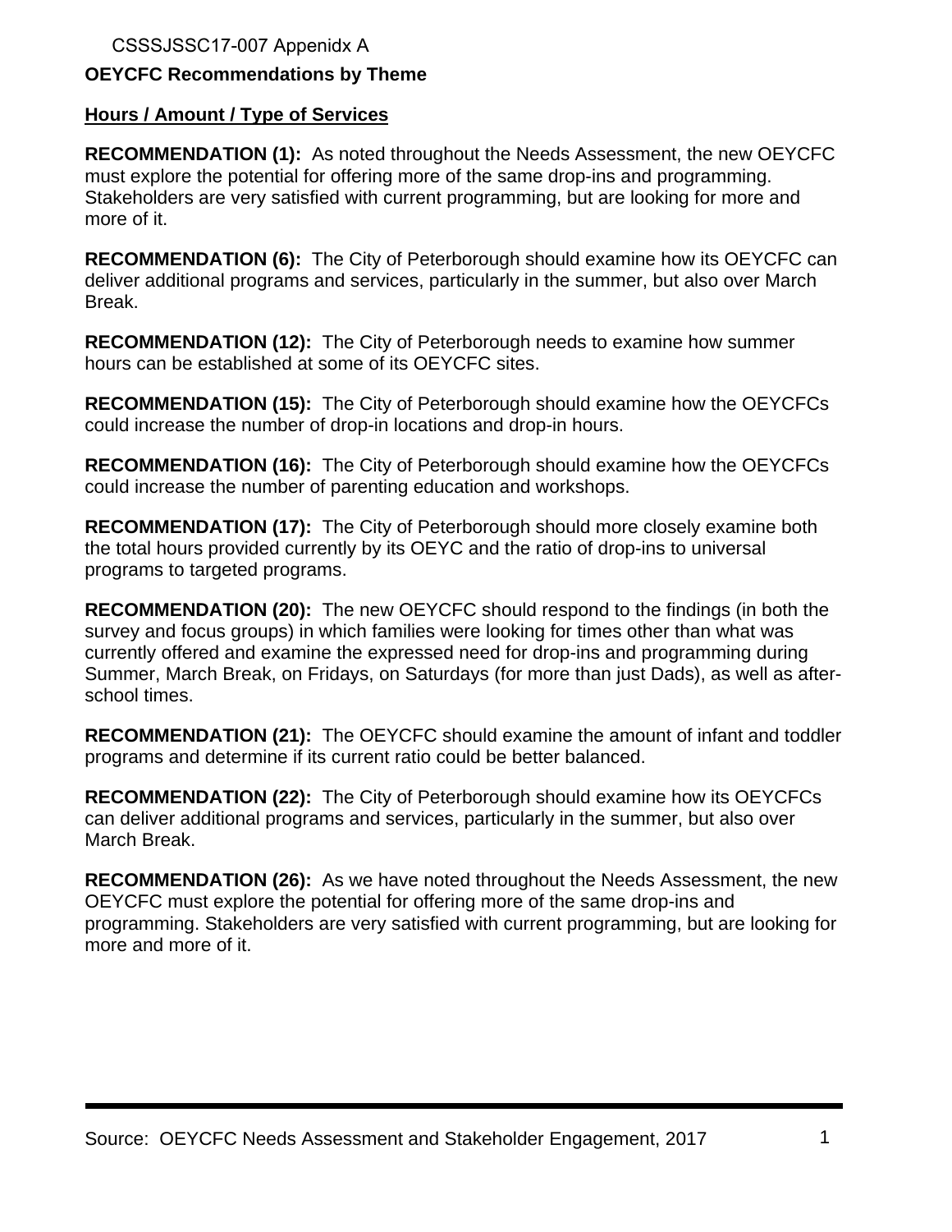CSSSJSSC17-007 Appenidx A

**OEYCFC Recommendations by Theme**

**Hours / Amount / Type of Services**

**RECOMMENDATION (1):** As noted throughout the Needs Assessment, the new OEYCFC must explore the potential for offering more of the same drop-ins and programming. Stakeholders are very satisfied with current programming, but are looking for more and more of it.

**RECOMMENDATION (6):** The City of Peterborough should examine how its OEYCFC can deliver additional programs and services, particularly in the summer, but also over March Break.

**RECOMMENDATION (12):** The City of Peterborough needs to examine how summer hours can be established at some of its OEYCFC sites.

**RECOMMENDATION (15):** The City of Peterborough should examine how the OEYCFCs could increase the number of drop-in locations and drop-in hours.

**RECOMMENDATION (16):** The City of Peterborough should examine how the OEYCFCs could increase the number of parenting education and workshops.

**RECOMMENDATION (17):** The City of Peterborough should more closely examine both the total hours provided currently by its OEYC and the ratio of drop-ins to universal programs to targeted programs.

**RECOMMENDATION (20):** The new OEYCFC should respond to the findings (in both the survey and focus groups) in which families were looking for times other than what was currently offered and examine the expressed need for drop-ins and programming during Summer, March Break, on Fridays, on Saturdays (for more than just Dads), as well as after-school times.

**RECOMMENDATION (21):** The OEYCFC should examine the amount of infant and toddler programs and determine if its current ratio could be better balanced.

**RECOMMENDATION (22):** The City of Peterborough should examine how its OEYCFCs can deliver additional programs and services, particularly in the summer, but also over March Break.

**RECOMMENDATION (26):** As we have noted throughout the Needs Assessment, the new OEYCFC must explore the potential for offering more of the same drop-ins and programming. Stakeholders are very satisfied with current programming, but are looking for more and more of it.

Source: OEYCFC Needs Assessment and Stakeholder Engagement, 2017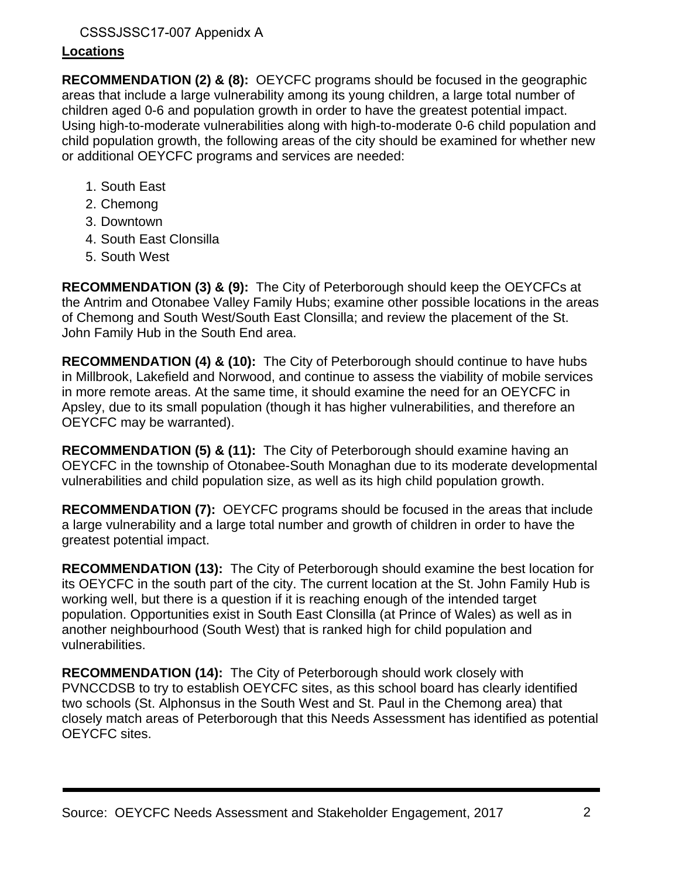## Locations

**RECOMMENDATION (2) & (8):** OEYCFC programs should be focused in the geographic areas that include a large vulnerability among its young children, a large total number of children aged 0-6 and population growth in order to have the greatest potential impact. Using high-to-moderate vulnerabilities along with high-to-moderate 0-6 child population and child population growth, the following areas of the city should be examined for whether new or additional OEYCFC programs and services are needed:

1. South East
2. Chemong
3. Downtown
4. South East Clonsilla
5. South West

**RECOMMENDATION (3) & (9):** The City of Peterborough should keep the OEYCFCs at the Antrim and Otonabee Valley Family Hubs; examine other possible locations in the areas of Chemong and South West/South East Clonsilla; and review the placement of the St. John Family Hub in the South End area.

**RECOMMENDATION (4) & (10):** The City of Peterborough should continue to have hubs in Millbrook, Lakefield and Norwood, and continue to assess the viability of mobile services in more remote areas. At the same time, it should examine the need for an OEYCFC in Apsley, due to its small population (though it has higher vulnerabilities, and therefore an OEYCFC may be warranted).

**RECOMMENDATION (5) & (11):** The City of Peterborough should examine having an OEYCFC in the township of Otonabee-South Monaghan due to its moderate developmental vulnerabilities and child population size, as well as its high child population growth.

**RECOMMENDATION (7):** OEYCFC programs should be focused in the areas that include a large vulnerability and a large total number and growth of children in order to have the greatest potential impact.

**RECOMMENDATION (13):** The City of Peterborough should examine the best location for its OEYCFC in the south part of the city. The current location at the St. John Family Hub is working well, but there is a question if it is reaching enough of the intended target population. Opportunities exist in South East Clonsilla (at Prince of Wales) as well as in another neighbourhood (South West) that is ranked high for child population and vulnerabilities.

**RECOMMENDATION (14):** The City of Peterborough should work closely with PVNCCDSB to try to establish OEYCFC sites, as this school board has clearly identified two schools (St. Alphonsus in the South West and St. Paul in the Chemong area) that closely match areas of Peterborough that this Needs Assessment has identified as potential OEYCFC sites.

Source: OEYCFC Needs Assessment and Stakeholder Engagement, 2017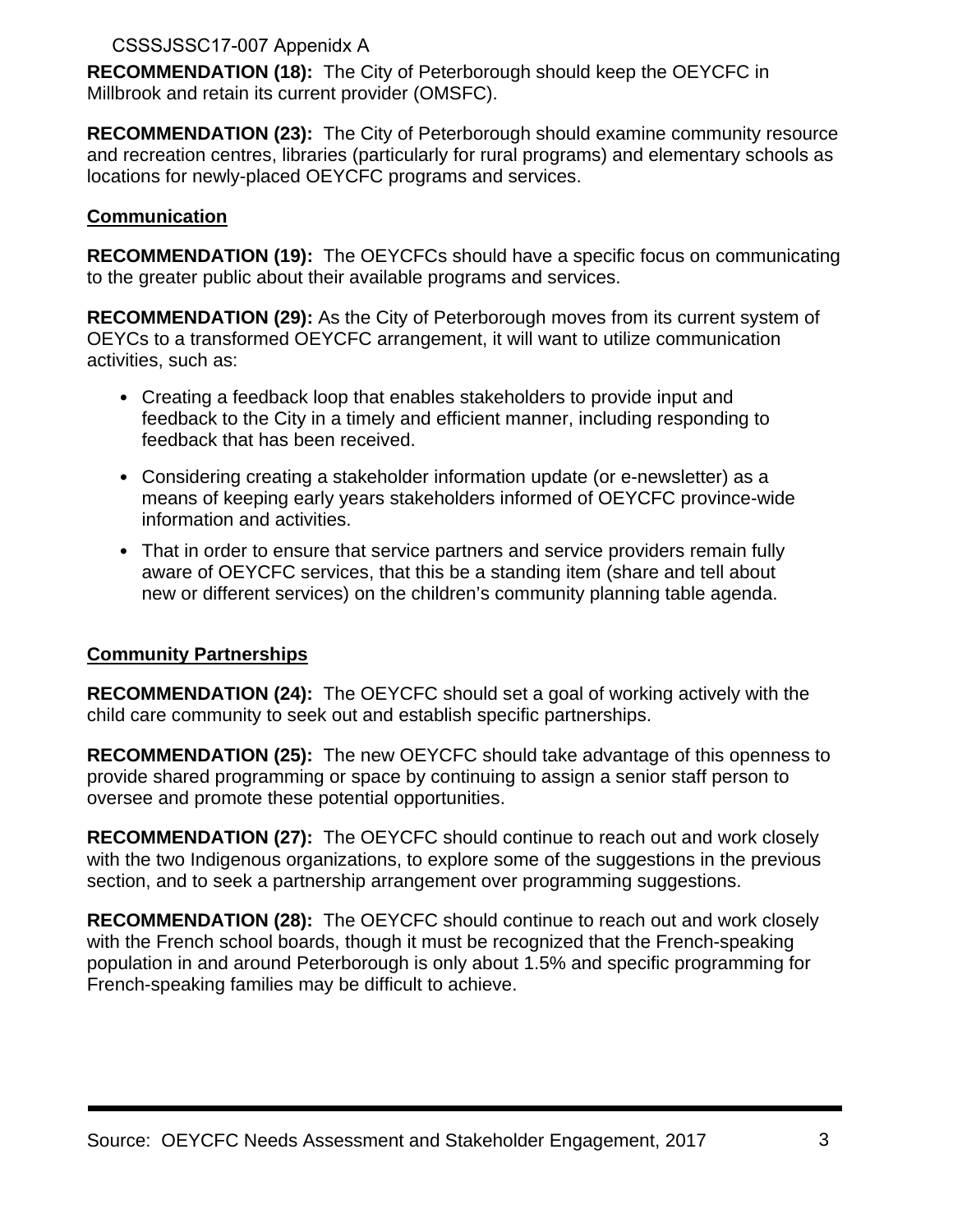**RECOMMENDATION (18):** The City of Peterborough should keep the OEYCFC in Millbrook and retain its current provider (OMSFC).

**RECOMMENDATION (23):** The City of Peterborough should examine community resource and recreation centres, libraries (particularly for rural programs) and elementary schools as locations for newly-placed OEYCFC programs and services.

## Communication

**RECOMMENDATION (19):** The OEYCFCs should have a specific focus on communicating to the greater public about their available programs and services.

**RECOMMENDATION (29):** As the City of Peterborough moves from its current system of OEYCs to a transformed OEYCFC arrangement, it will want to utilize communication activities, such as:

- Creating a feedback loop that enables stakeholders to provide input and feedback to the City in a timely and efficient manner, including responding to feedback that has been received.
- Considering creating a stakeholder information update (or e-newsletter) as a means of keeping early years stakeholders informed of OEYCFC province-wide information and activities.
- That in order to ensure that service partners and service providers remain fully aware of OEYCFC services, that this be a standing item (share and tell about new or different services) on the children's community planning table agenda.

## Community Partnerships

**RECOMMENDATION (24):** The OEYCFC should set a goal of working actively with the child care community to seek out and establish specific partnerships.

**RECOMMENDATION (25):** The new OEYCFC should take advantage of this openness to provide shared programming or space by continuing to assign a senior staff person to oversee and promote these potential opportunities.

**RECOMMENDATION (27):** The OEYCFC should continue to reach out and work closely with the two Indigenous organizations, to explore some of the suggestions in the previous section, and to seek a partnership arrangement over programming suggestions.

**RECOMMENDATION (28):** The OEYCFC should continue to reach out and work closely with the French school boards, though it must be recognized that the French-speaking population in and around Peterborough is only about 1.5% and specific programming for French-speaking families may be difficult to achieve.

Source: OEYCFC Needs Assessment and Stakeholder Engagement, 2017